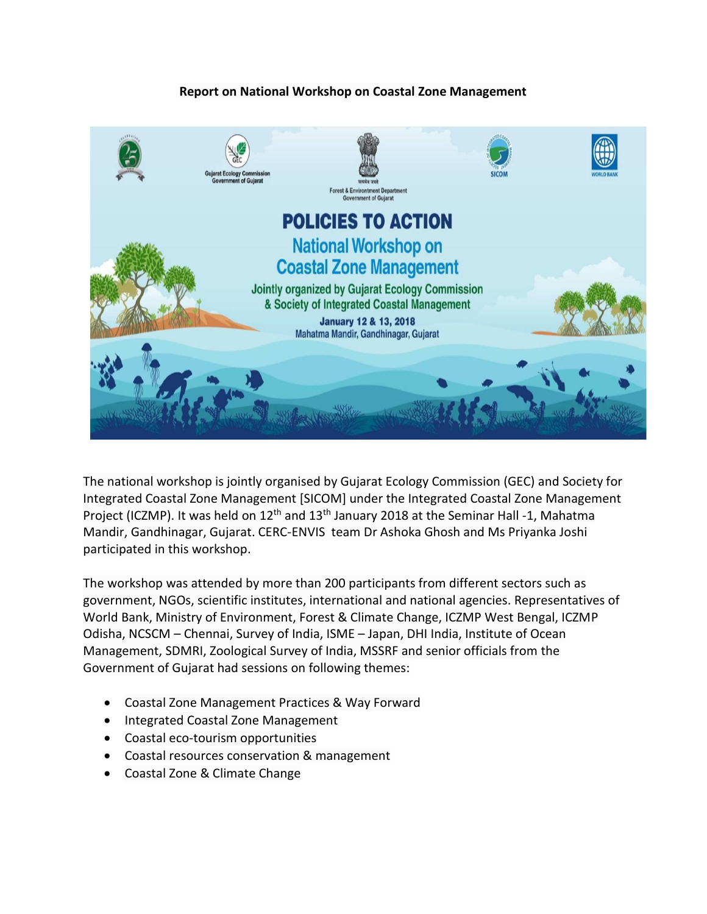**Report on National Workshop on Coastal Zone Management**

The national workshop is jointly organised by Gujarat Ecology Commission (GEC) and Society for Integrated Coastal Zone Management [SICOM] under the Integrated Coastal Zone Management Project (ICZMP). It was held on 12th and 13th January 2018 at the Seminar Hall -1, Mahatma Mandir, Gandhinagar, Gujarat. CERC-ENVIS team Dr Ashoka Ghosh and Ms Priyanka Joshi participated in this workshop.

The workshop was attended by more than 200 participants from different sectors such as government, NGOs, scientific institutes, international and national agencies. Representatives of World Bank, Ministry of Environment, Forest & Climate Change, ICZMP West Bengal, ICZMP Odisha, NCSCM – Chennai, Survey of India, ISME – Japan, DHI India, Institute of Ocean Management, SDMRI, Zoological Survey of India, MSSRF and senior officials from the Government of Gujarat had sessions on following themes:

- Coastal Zone Management Practices & Way Forward
- Integrated Coastal Zone Management
- Coastal eco-tourism opportunities
- Coastal resources conservation & management
- Coastal Zone & Climate Change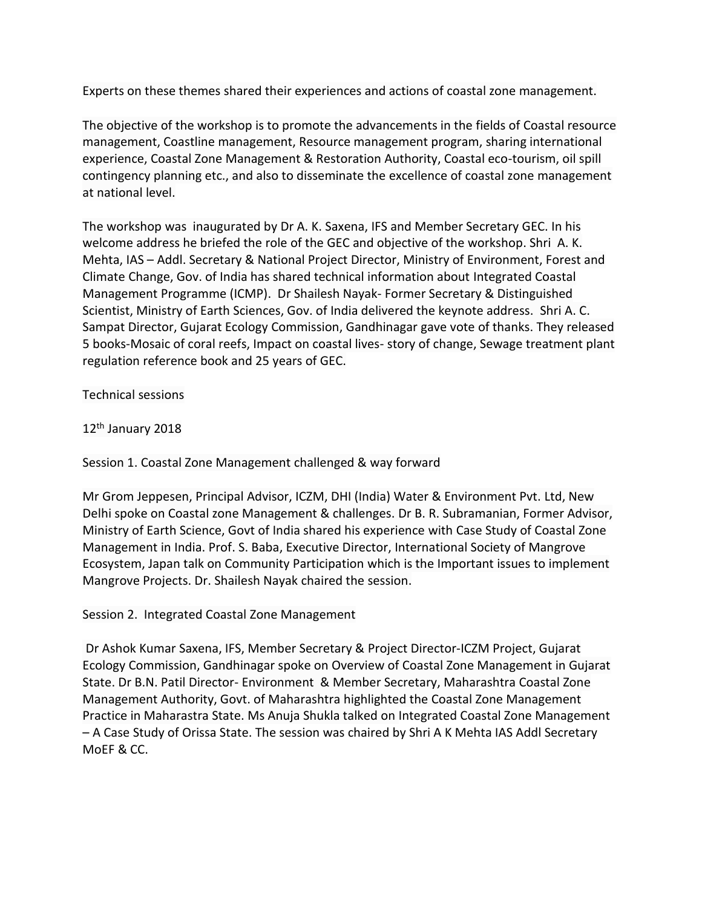Experts on these themes shared their experiences and actions of coastal zone management.

The objective of the workshop is to promote the advancements in the fields of Coastal resource management, Coastline management, Resource management program, sharing international experience, Coastal Zone Management & Restoration Authority, Coastal eco-tourism, oil spill contingency planning etc., and also to disseminate the excellence of coastal zone management at national level.

The workshop was inaugurated by Dr A. K. Saxena, IFS and Member Secretary GEC. In his welcome address he briefed the role of the GEC and objective of the workshop. Shri A. K. Mehta, IAS – Addl. Secretary & National Project Director, Ministry of Environment, Forest and Climate Change, Gov. of India has shared technical information about Integrated Coastal Management Programme (ICMP). Dr Shailesh Nayak- Former Secretary & Distinguished Scientist, Ministry of Earth Sciences, Gov. of India delivered the keynote address. Shri A. C. Sampat Director, Gujarat Ecology Commission, Gandhinagar gave vote of thanks. They released 5 books-Mosaic of coral reefs, Impact on coastal lives- story of change, Sewage treatment plant regulation reference book and 25 years of GEC.

Technical sessions

12th January 2018

Session 1. Coastal Zone Management challenged & way forward

Mr Grom Jeppesen, Principal Advisor, ICZM, DHI (India) Water & Environment Pvt. Ltd, New Delhi spoke on Coastal zone Management & challenges. Dr B. R. Subramanian, Former Advisor, Ministry of Earth Science, Govt of India shared his experience with Case Study of Coastal Zone Management in India. Prof. S. Baba, Executive Director, International Society of Mangrove Ecosystem, Japan talk on Community Participation which is the Important issues to implement Mangrove Projects. Dr. Shailesh Nayak chaired the session.

Session 2. Integrated Coastal Zone Management

Dr Ashok Kumar Saxena, IFS, Member Secretary & Project Director-ICZM Project, Gujarat Ecology Commission, Gandhinagar spoke on Overview of Coastal Zone Management in Gujarat State. Dr B.N. Patil Director- Environment & Member Secretary, Maharashtra Coastal Zone Management Authority, Govt. of Maharashtra highlighted the Coastal Zone Management Practice in Maharastra State. Ms Anuja Shukla talked on Integrated Coastal Zone Management – A Case Study of Orissa State. The session was chaired by Shri A K Mehta IAS Addl Secretary MoEF & CC.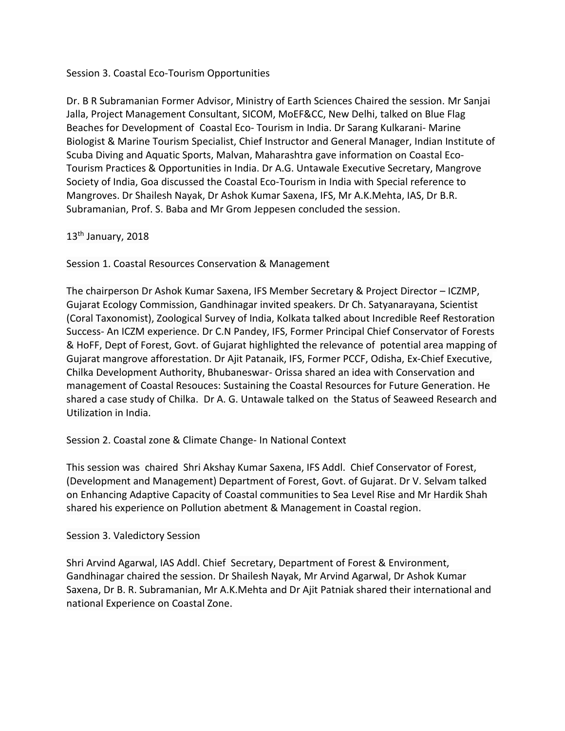Session 3. Coastal Eco-Tourism Opportunities

Dr. B R Subramanian Former Advisor, Ministry of Earth Sciences Chaired the session. Mr Sanjai Jalla, Project Management Consultant, SICOM, MoEF&CC, New Delhi, talked on Blue Flag Beaches for Development of Coastal Eco- Tourism in India. Dr Sarang Kulkarani- Marine Biologist & Marine Tourism Specialist, Chief Instructor and General Manager, Indian Institute of Scuba Diving and Aquatic Sports, Malvan, Maharashtra gave information on Coastal Eco-Tourism Practices & Opportunities in India. Dr A.G. Untawale Executive Secretary, Mangrove Society of India, Goa discussed the Coastal Eco-Tourism in India with Special reference to Mangroves. Dr Shailesh Nayak, Dr Ashok Kumar Saxena, IFS, Mr A.K.Mehta, IAS, Dr B.R. Subramanian, Prof. S. Baba and Mr Grom Jeppesen concluded the session.

13th January, 2018

Session 1. Coastal Resources Conservation & Management

The chairperson Dr Ashok Kumar Saxena, IFS Member Secretary & Project Director – ICZMP, Gujarat Ecology Commission, Gandhinagar invited speakers. Dr Ch. Satyanarayana, Scientist (Coral Taxonomist), Zoological Survey of India, Kolkata talked about Incredible Reef Restoration Success- An ICZM experience. Dr C.N Pandey, IFS, Former Principal Chief Conservator of Forests & HoFF, Dept of Forest, Govt. of Gujarat highlighted the relevance of potential area mapping of Gujarat mangrove afforestation. Dr Ajit Patanaik, IFS, Former PCCF, Odisha, Ex-Chief Executive, Chilka Development Authority, Bhubaneswar- Orissa shared an idea with Conservation and management of Coastal Resouces: Sustaining the Coastal Resources for Future Generation. He shared a case study of Chilka. Dr A. G. Untawale talked on the Status of Seaweed Research and Utilization in India.

Session 2. Coastal zone & Climate Change- In National Context

This session was chaired Shri Akshay Kumar Saxena, IFS Addl. Chief Conservator of Forest, (Development and Management) Department of Forest, Govt. of Gujarat. Dr V. Selvam talked on Enhancing Adaptive Capacity of Coastal communities to Sea Level Rise and Mr Hardik Shah shared his experience on Pollution abetment & Management in Coastal region.

Session 3. Valedictory Session

Shri Arvind Agarwal, IAS Addl. Chief Secretary, Department of Forest & Environment, Gandhinagar chaired the session. Dr Shailesh Nayak, Mr Arvind Agarwal, Dr Ashok Kumar Saxena, Dr B. R. Subramanian, Mr A.K.Mehta and Dr Ajit Patniak shared their international and national Experience on Coastal Zone.